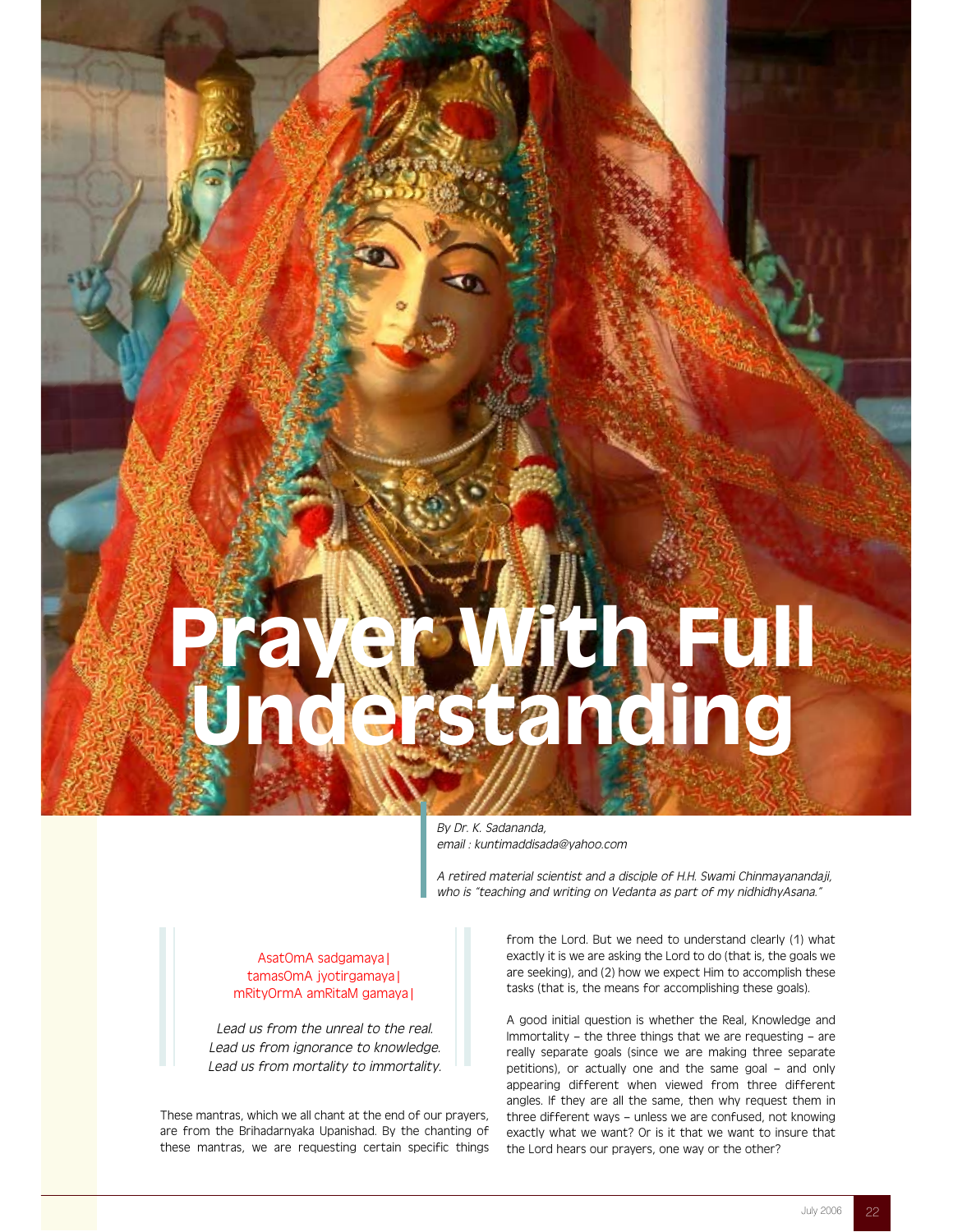# Prayer With Full Understanding

*By Dr. K. Sadananda,*
*email : kuntimaddisada@yahoo.com*

*A retired material scientist and a disciple of H.H. Swami Chinmayanandaji, who is "teaching and writing on Vedanta as part of my nidhidhyAsana."*

> AsatOmA sadgamaya |
> tamasOmA jyotirgamaya |
> mRityOrmA amRitaM gamaya |
>
> *Lead us from the unreal to the real.*
> *Lead us from ignorance to knowledge.*
> *Lead us from mortality to immortality.*

These mantras, which we all chant at the end of our prayers, are from the Brihadarnyaka Upanishad. By the chanting of these mantras, we are requesting certain specific things from the Lord. But we need to understand clearly (1) what exactly it is we are asking the Lord to do (that is, the goals we are seeking), and (2) how we expect Him to accomplish these tasks (that is, the means for accomplishing these goals).

A good initial question is whether the Real, Knowledge and Immortality – the three things that we are requesting – are really separate goals (since we are making three separate petitions), or actually one and the same goal – and only appearing different when viewed from three different angles. If they are all the same, then why request them in three different ways – unless we are confused, not knowing exactly what we want? Or is it that we want to insure that the Lord hears our prayers, one way or the other?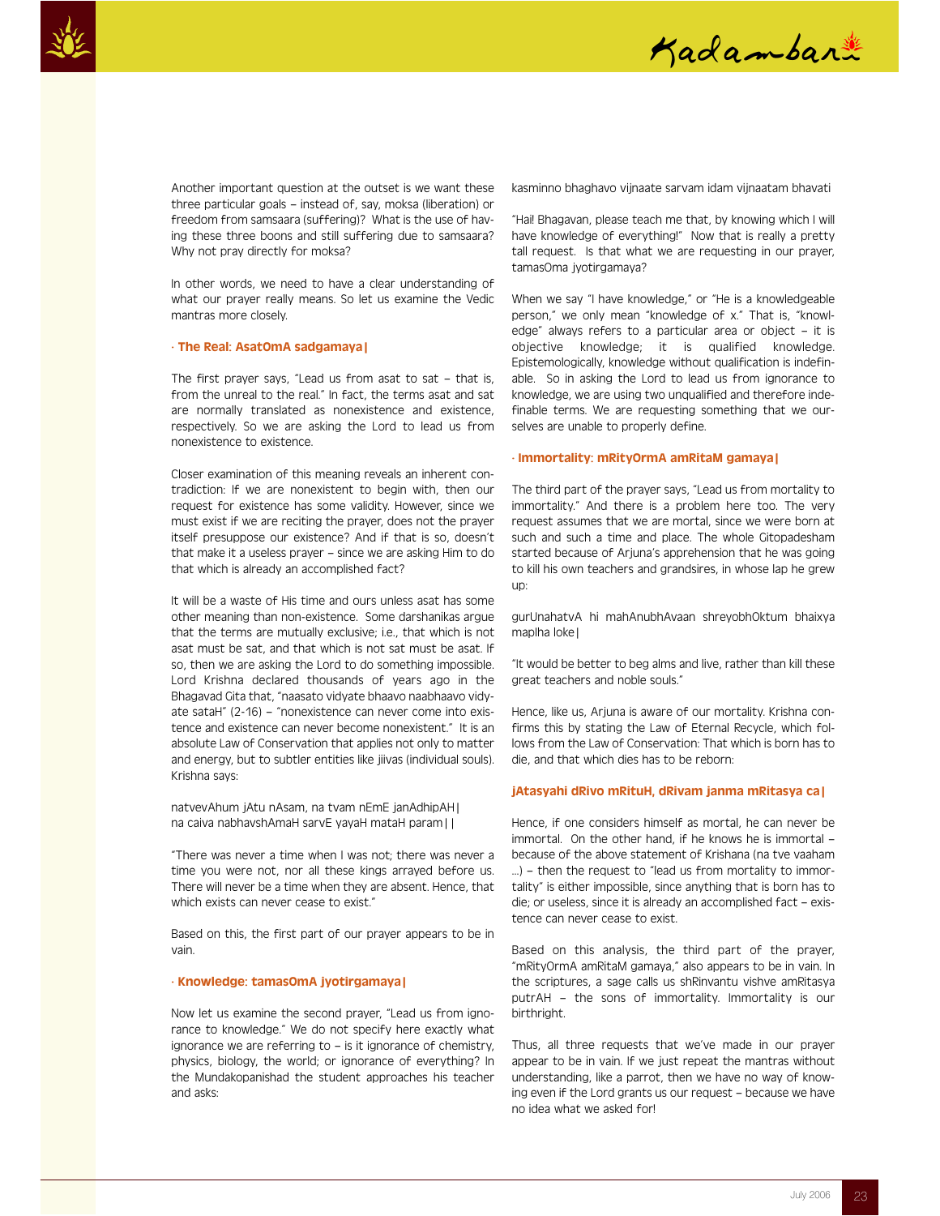Another important question at the outset is we want these three particular goals – instead of, say, moksa (liberation) or freedom from samsaara (suffering)? What is the use of having these three boons and still suffering due to samsaara? Why not pray directly for moksa?

In other words, we need to have a clear understanding of what our prayer really means. So let us examine the Vedic mantras more closely.

### · The Real: AsatOmA sadgamaya|

The first prayer says, "Lead us from asat to sat – that is, from the unreal to the real." In fact, the terms asat and sat are normally translated as nonexistence and existence, respectively. So we are asking the Lord to lead us from nonexistence to existence.

Closer examination of this meaning reveals an inherent contradiction: If we are nonexistent to begin with, then our request for existence has some validity. However, since we must exist if we are reciting the prayer, does not the prayer itself presuppose our existence? And if that is so, doesn't that make it a useless prayer – since we are asking Him to do that which is already an accomplished fact?

It will be a waste of His time and ours unless asat has some other meaning than non-existence. Some darshanikas argue that the terms are mutually exclusive; i.e., that which is not asat must be sat, and that which is not sat must be asat. If so, then we are asking the Lord to do something impossible. Lord Krishna declared thousands of years ago in the Bhagavad Gita that, "naasato vidyate bhaavo naabhaavo vidyate sataH" (2-16) – "nonexistence can never come into existence and existence can never become nonexistent." It is an absolute Law of Conservation that applies not only to matter and energy, but to subtler entities like jiivas (individual souls). Krishna says:

natvevAhum jAtu nAsam, na tvam nEmE janAdhipAH|
na caiva nabhavshAmaH sarvE yayaH mataH param||

"There was never a time when I was not; there was never a time you were not, nor all these kings arrayed before us. There will never be a time when they are absent. Hence, that which exists can never cease to exist."

Based on this, the first part of our prayer appears to be in vain.

### · Knowledge: tamasOmA jyotirgamaya|

Now let us examine the second prayer, "Lead us from ignorance to knowledge." We do not specify here exactly what ignorance we are referring to – is it ignorance of chemistry, physics, biology, the world; or ignorance of everything? In the Mundakopanishad the student approaches his teacher and asks:

kasminno bhaghavo vijnaate sarvam idam vijnaatam bhavati

"Hai! Bhagavan, please teach me that, by knowing which I will have knowledge of everything!" Now that is really a pretty tall request. Is that what we are requesting in our prayer, tamasOma jyotirgamaya?

When we say "I have knowledge," or "He is a knowledgeable person," we only mean "knowledge of x." That is, "knowledge" always refers to a particular area or object – it is objective knowledge; it is qualified knowledge. Epistemologically, knowledge without qualification is indefinable. So in asking the Lord to lead us from ignorance to knowledge, we are using two unqualified and therefore indefinable terms. We are requesting something that we ourselves are unable to properly define.

### · Immortality: mRityOrmA amRitaM gamaya|

The third part of the prayer says, "Lead us from mortality to immortality." And there is a problem here too. The very request assumes that we are mortal, since we were born at such and such a time and place. The whole Gitopadesham started because of Arjuna's apprehension that he was going to kill his own teachers and grandsires, in whose lap he grew up:

gurUnahatvA hi mahAnubhAvaan shreyobhOktum bhaixya maplha loke|

"It would be better to beg alms and live, rather than kill these great teachers and noble souls."

Hence, like us, Arjuna is aware of our mortality. Krishna confirms this by stating the Law of Eternal Recycle, which follows from the Law of Conservation: That which is born has to die, and that which dies has to be reborn:

**jAtasyahi dRivo mRituH, dRivam janma mRitasya ca|**

Hence, if one considers himself as mortal, he can never be immortal. On the other hand, if he knows he is immortal – because of the above statement of Krishana (na tve vaaham ...) – then the request to "lead us from mortality to immortality" is either impossible, since anything that is born has to die; or useless, since it is already an accomplished fact – existence can never cease to exist.

Based on this analysis, the third part of the prayer, "mRityOrmA amRitaM gamaya," also appears to be in vain. In the scriptures, a sage calls us shRinvantu vishve amRitasya putrAH – the sons of immortality. Immortality is our birthright.

Thus, all three requests that we've made in our prayer appear to be in vain. If we just repeat the mantras without understanding, like a parrot, then we have no way of knowing even if the Lord grants us our request – because we have no idea what we asked for!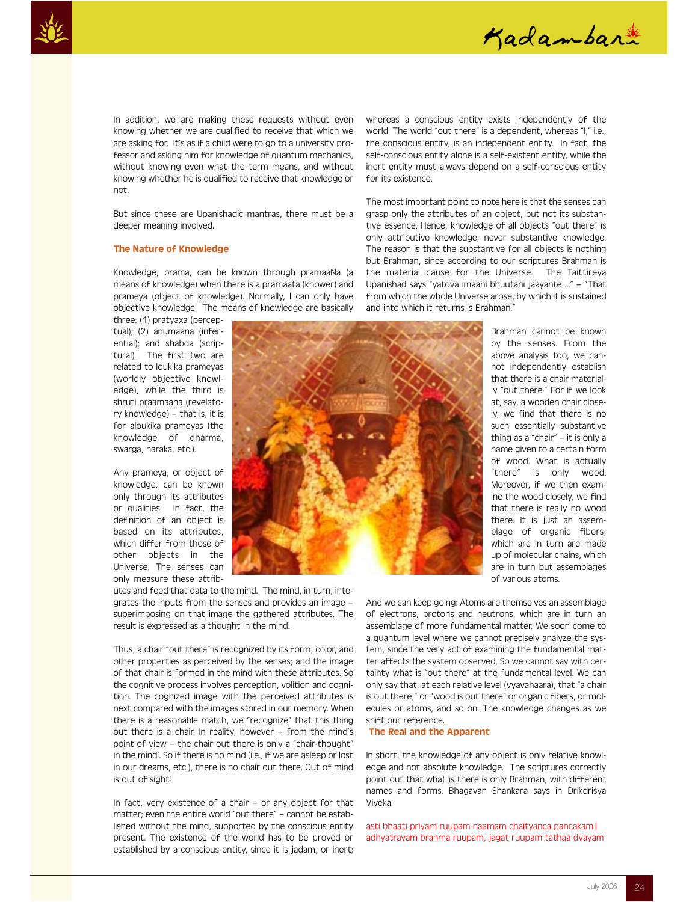In addition, we are making these requests without even knowing whether we are qualified to receive that which we are asking for. It's as if a child were to go to a university professor and asking him for knowledge of quantum mechanics, without knowing even what the term means, and without knowing whether he is qualified to receive that knowledge or not.

But since these are Upanishadic mantras, there must be a deeper meaning involved.

### The Nature of Knowledge

Knowledge, prama, can be known through pramaaNa (a means of knowledge) when there is a pramaata (knower) and prameya (object of knowledge). Normally, I can only have objective knowledge. The means of knowledge are basically three: (1) pratyaxa (perceptual); (2) anumaana (inferential); and shabda (scriptural). The first two are related to loukika prameyas (worldly objective knowledge), while the third is shruti praamaana (revelatory knowledge) – that is, it is for aloukika prameyas (the knowledge of dharma, swarga, naraka, etc.).

Any prameya, or object of knowledge, can be known only through its attributes or qualities. In fact, the definition of an object is based on its attributes, which differ from those of other objects in the Universe. The senses can only measure these attributes and feed that data to the mind. The mind, in turn, integrates the inputs from the senses and provides an image – superimposing on that image the gathered attributes. The result is expressed as a thought in the mind.

Thus, a chair "out there" is recognized by its form, color, and other properties as perceived by the senses; and the image of that chair is formed in the mind with these attributes. So the cognitive process involves perception, volition and cognition. The cognized image with the perceived attributes is next compared with the images stored in our memory. When there is a reasonable match, we "recognize" that this thing out there is a chair. In reality, however – from the mind's point of view – the chair out there is only a "chair-thought" in the mind'. So if there is no mind (i.e., if we are asleep or lost in our dreams, etc.), there is no chair out there. Out of mind is out of sight!

In fact, very existence of a chair – or any object for that matter; even the entire world "out there" – cannot be established without the mind, supported by the conscious entity present. The existence of the world has to be proved or established by a conscious entity, since it is jadam, or inert; whereas a conscious entity exists independently of the world. The world "out there" is a dependent, whereas "I," i.e., the conscious entity, is an independent entity. In fact, the self-conscious entity alone is a self-existent entity, while the inert entity must always depend on a self-conscious entity for its existence.

The most important point to note here is that the senses can grasp only the attributes of an object, but not its substantive essence. Hence, knowledge of all objects "out there" is only attributive knowledge; never substantive knowledge. The reason is that the substantive for all objects is nothing but Brahman, since according to our scriptures Brahman is the material cause for the Universe. The Taittireya Upanishad says "yatova imaani bhuutani jaayante ..." – "That from which the whole Universe arose, by which it is sustained and into which it returns is Brahman."

Brahman cannot be known by the senses. From the above analysis too, we cannot independently establish that there is a chair materially "out there." For if we look at, say, a wooden chair closely, we find that there is no such essentially substantive thing as a "chair" – it is only a name given to a certain form of wood. What is actually "there" is only wood. Moreover, if we then examine the wood closely, we find that there is really no wood there. It is just an assemblage of organic fibers, which are in turn are made up of molecular chains, which are in turn but assemblages of various atoms.

And we can keep going: Atoms are themselves an assemblage of electrons, protons and neutrons, which are in turn an assemblage of more fundamental matter. We soon come to a quantum level where we cannot precisely analyze the system, since the very act of examining the fundamental matter affects the system observed. So we cannot say with certainty what is "out there" at the fundamental level. We can only say that, at each relative level (vyavahaara), that "a chair is out there," or "wood is out there" or organic fibers, or molecules or atoms, and so on. The knowledge changes as we shift our reference.

### The Real and the Apparent

In short, the knowledge of any object is only relative knowledge and not absolute knowledge. The scriptures correctly point out that what is there is only Brahman, with different names and forms. Bhagavan Shankara says in Drikdrisya Viveka:

asti bhaati priyam ruupam naamam chaityanca pancakam|
adhyatrayam brahma ruupam, jagat ruupam tathaa dvayam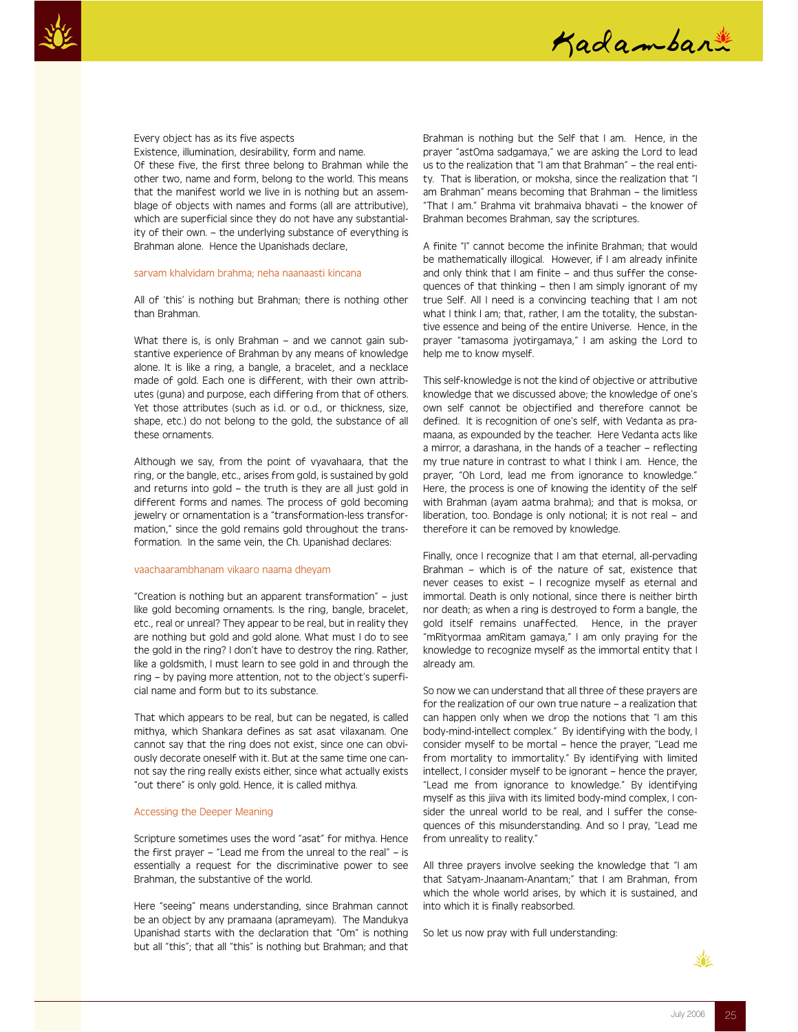Every object has as its five aspects
Existence, illumination, desirability, form and name.
Of these five, the first three belong to Brahman while the other two, name and form, belong to the world. This means that the manifest world we live in is nothing but an assemblage of objects with names and forms (all are attributive), which are superficial since they do not have any substantiality of their own. – the underlying substance of everything is Brahman alone. Hence the Upanishads declare,

sarvam khalvidam brahma; neha naanaasti kincana

All of 'this' is nothing but Brahman; there is nothing other than Brahman.

What there is, is only Brahman – and we cannot gain substantive experience of Brahman by any means of knowledge alone. It is like a ring, a bangle, a bracelet, and a necklace made of gold. Each one is different, with their own attributes (guna) and purpose, each differing from that of others. Yet those attributes (such as i.d. or o.d., or thickness, size, shape, etc.) do not belong to the gold, the substance of all these ornaments.

Although we say, from the point of vyavahaara, that the ring, or the bangle, etc., arises from gold, is sustained by gold and returns into gold – the truth is they are all just gold in different forms and names. The process of gold becoming jewelry or ornamentation is a "transformation-less transformation," since the gold remains gold throughout the transformation. In the same vein, the Ch. Upanishad declares:

vaachaarambhanam vikaaro naama dheyam

"Creation is nothing but an apparent transformation" – just like gold becoming ornaments. Is the ring, bangle, bracelet, etc., real or unreal? They appear to be real, but in reality they are nothing but gold and gold alone. What must I do to see the gold in the ring? I don't have to destroy the ring. Rather, like a goldsmith, I must learn to see gold in and through the ring – by paying more attention, not to the object's superficial name and form but to its substance.

That which appears to be real, but can be negated, is called mithya, which Shankara defines as sat asat vilaxanam. One cannot say that the ring does not exist, since one can obviously decorate oneself with it. But at the same time one cannot say the ring really exists either, since what actually exists "out there" is only gold. Hence, it is called mithya.

## Accessing the Deeper Meaning

Scripture sometimes uses the word "asat" for mithya. Hence the first prayer – "Lead me from the unreal to the real" – is essentially a request for the discriminative power to see Brahman, the substantive of the world.

Here "seeing" means understanding, since Brahman cannot be an object by any pramaana (aprameyam). The Mandukya Upanishad starts with the declaration that "Om" is nothing but all "this"; that all "this" is nothing but Brahman; and that Brahman is nothing but the Self that I am. Hence, in the prayer "astOma sadgamaya," we are asking the Lord to lead us to the realization that "I am that Brahman" – the real entity. That is liberation, or moksha, since the realization that "I am Brahman" means becoming that Brahman – the limitless "That I am." Brahma vit brahmaiva bhavati – the knower of Brahman becomes Brahman, say the scriptures.

A finite "I" cannot become the infinite Brahman; that would be mathematically illogical. However, if I am already infinite and only think that I am finite – and thus suffer the consequences of that thinking – then I am simply ignorant of my true Self. All I need is a convincing teaching that I am not what I think I am; that, rather, I am the totality, the substantive essence and being of the entire Universe. Hence, in the prayer "tamasoma jyotirgamaya," I am asking the Lord to help me to know myself.

This self-knowledge is not the kind of objective or attributive knowledge that we discussed above; the knowledge of one's own self cannot be objectified and therefore cannot be defined. It is recognition of one's self, with Vedanta as pramaana, as expounded by the teacher. Here Vedanta acts like a mirror, a darashana, in the hands of a teacher – reflecting my true nature in contrast to what I think I am. Hence, the prayer, "Oh Lord, lead me from ignorance to knowledge." Here, the process is one of knowing the identity of the self with Brahman (ayam aatma brahma); and that is moksa, or liberation, too. Bondage is only notional; it is not real – and therefore it can be removed by knowledge.

Finally, once I recognize that I am that eternal, all-pervading Brahman – which is of the nature of sat, existence that never ceases to exist – I recognize myself as eternal and immortal. Death is only notional, since there is neither birth nor death; as when a ring is destroyed to form a bangle, the gold itself remains unaffected. Hence, in the prayer "mRityormaa amRitam gamaya," I am only praying for the knowledge to recognize myself as the immortal entity that I already am.

So now we can understand that all three of these prayers are for the realization of our own true nature – a realization that can happen only when we drop the notions that "I am this body-mind-intellect complex." By identifying with the body, I consider myself to be mortal – hence the prayer, "Lead me from mortality to immortality." By identifying with limited intellect, I consider myself to be ignorant – hence the prayer, "Lead me from ignorance to knowledge." By identifying myself as this jiiva with its limited body-mind complex, I consider the unreal world to be real, and I suffer the consequences of this misunderstanding. And so I pray, "Lead me from unreality to reality."

All three prayers involve seeking the knowledge that "I am that Satyam-Jnaanam-Anantam;" that I am Brahman, from which the whole world arises, by which it is sustained, and into which it is finally reabsorbed.

So let us now pray with full understanding: